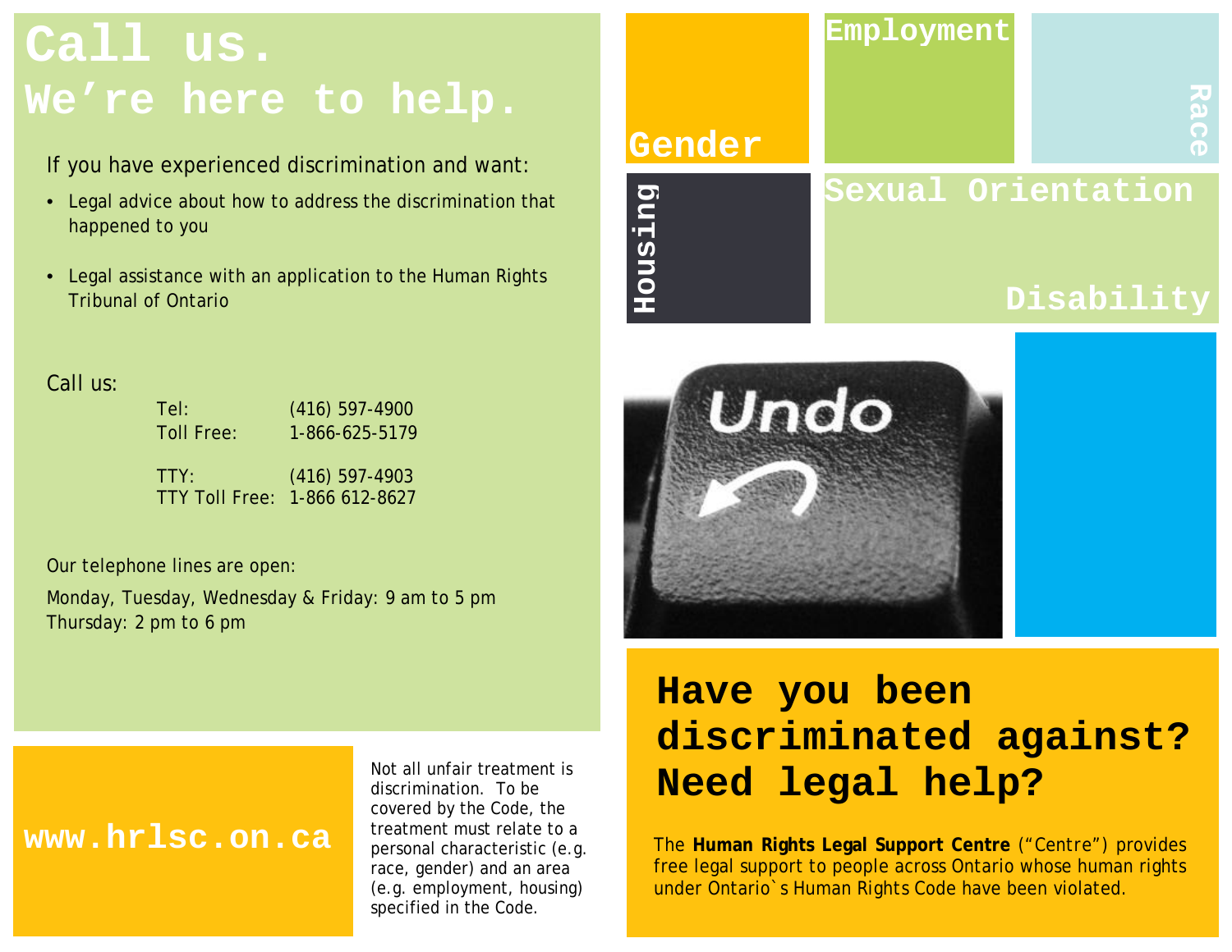# Call us.
## We're here to help.

If you have experienced discrimination and want:

- Legal advice about how to address the discrimination that happened to you
- Legal assistance with an application to the Human Rights Tribunal of Ontario

Call us:

| | |
|---|---|
| Tel: | (416) 597-4900 |
| Toll Free: | 1-866-625-5179 |
| TTY: | (416) 597-4903 |
| TTY Toll Free: | 1-866 612-8627 |

Our telephone lines are open:

Monday, Tuesday, Wednesday & Friday: 9 am to 5 pm
Thursday: 2 pm to 6 pm

**www.hrlsc.on.ca**

Not all unfair treatment is discrimination. To be covered by the Code, the treatment must relate to a personal characteristic (e.g. race, gender) and an area (e.g. employment, housing) specified in the Code.

Gender

Employment

Race

Housing

Sexual Orientation

Disability

Undo

# Have you been discriminated against? Need legal help?

The **Human Rights Legal Support Centre** ("Centre") provides free legal support to people across Ontario whose human rights under Ontario`s Human Rights Code have been violated.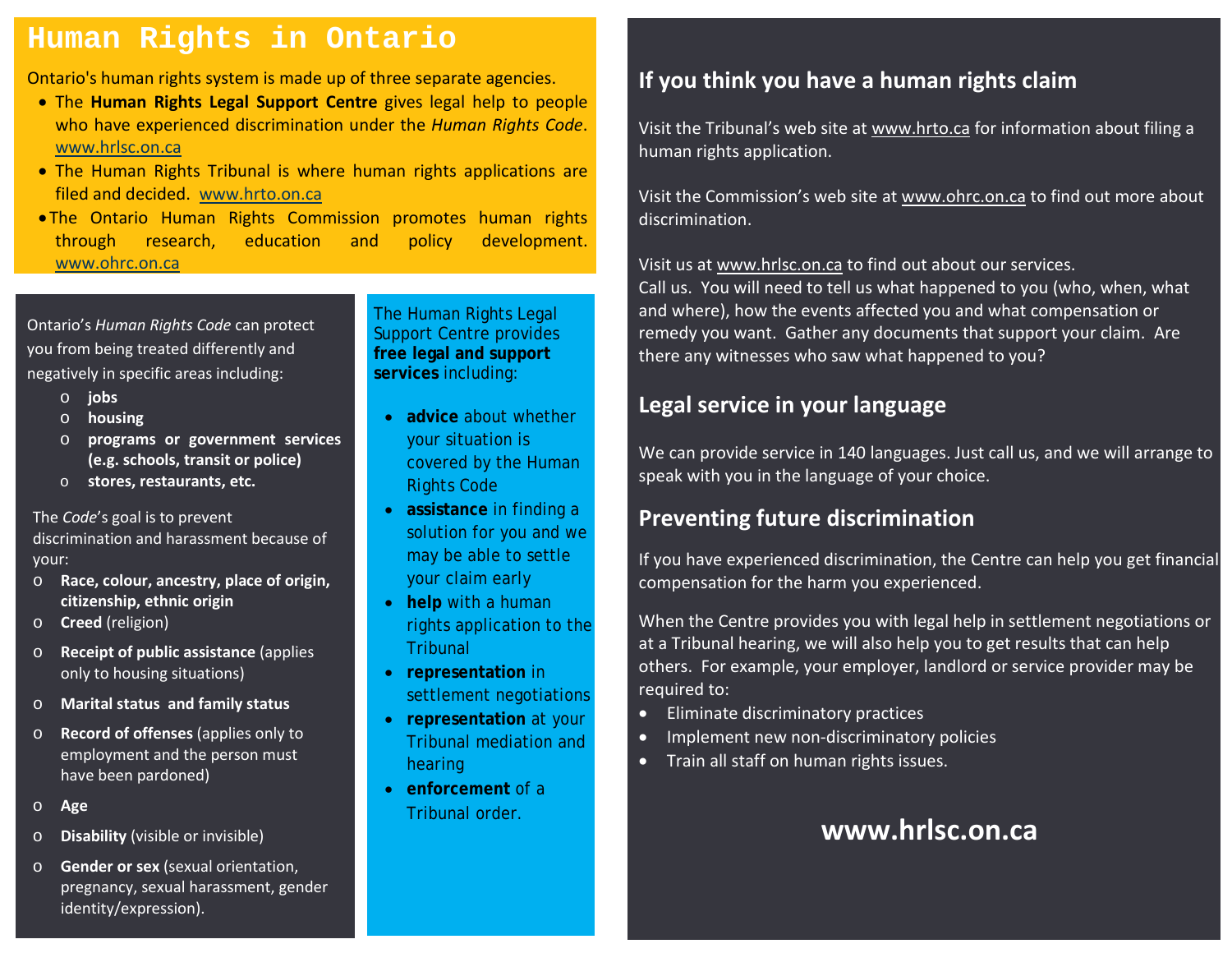# Human Rights in Ontario

Ontario's human rights system is made up of three separate agencies.

- The **Human Rights Legal Support Centre** gives legal help to people who have experienced discrimination under the *Human Rights Code*. www.hrlsc.on.ca
- The Human Rights Tribunal is where human rights applications are filed and decided. www.hrto.on.ca
- The Ontario Human Rights Commission promotes human rights through research, education and policy development. www.ohrc.on.ca

Ontario's *Human Rights Code* can protect you from being treated differently and negatively in specific areas including:

- **jobs**
- **housing**
- **programs or government services (e.g. schools, transit or police)**
- **stores, restaurants, etc.**

The *Code*'s goal is to prevent discrimination and harassment because of your:

- **Race, colour, ancestry, place of origin, citizenship, ethnic origin**
- **Creed** (religion)
- **Receipt of public assistance** (applies only to housing situations)
- **Marital status and family status**
- **Record of offenses** (applies only to employment and the person must have been pardoned)
- **Age**
- **Disability** (visible or invisible)
- **Gender or sex** (sexual orientation, pregnancy, sexual harassment, gender identity/expression).

The Human Rights Legal Support Centre provides **free legal and support services** including:

- **advice** about whether your situation is covered by the Human Rights Code
- **assistance** in finding a solution for you and we may be able to settle your claim early
- **help** with a human rights application to the Tribunal
- **representation** in settlement negotiations
- **representation** at your Tribunal mediation and hearing
- **enforcement** of a Tribunal order.

## If you think you have a human rights claim

Visit the Tribunal's web site at www.hrto.ca for information about filing a human rights application.

Visit the Commission's web site at www.ohrc.on.ca to find out more about discrimination.

Visit us at www.hrlsc.on.ca to find out about our services.
Call us. You will need to tell us what happened to you (who, when, what and where), how the events affected you and what compensation or remedy you want. Gather any documents that support your claim. Are there any witnesses who saw what happened to you?

## Legal service in your language

We can provide service in 140 languages. Just call us, and we will arrange to speak with you in the language of your choice.

## Preventing future discrimination

If you have experienced discrimination, the Centre can help you get financial compensation for the harm you experienced.

When the Centre provides you with legal help in settlement negotiations or at a Tribunal hearing, we will also help you to get results that can help others. For example, your employer, landlord or service provider may be required to:

- Eliminate discriminatory practices
- Implement new non-discriminatory policies
- Train all staff on human rights issues.

**www.hrlsc.on.ca**